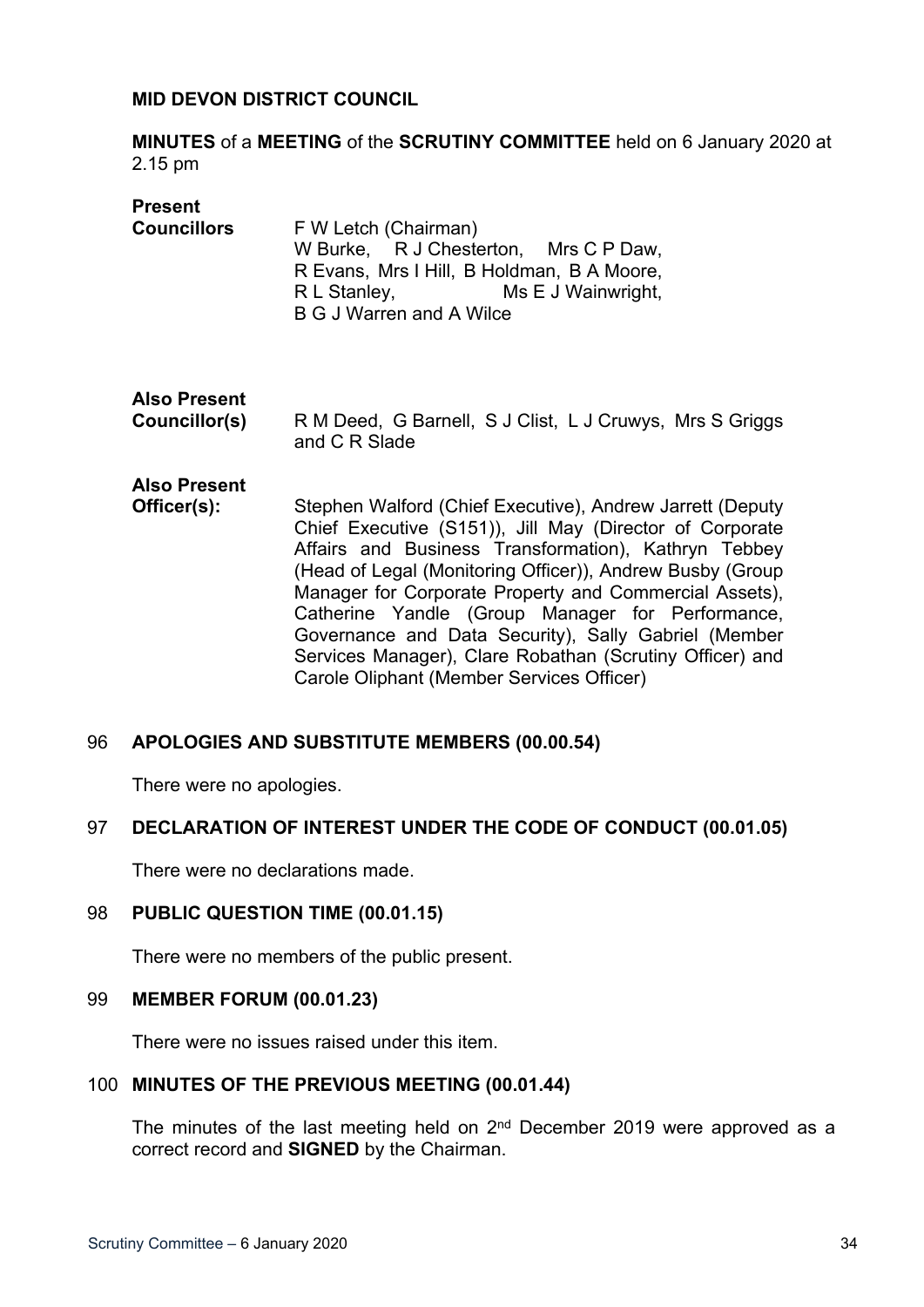**MID DEVON DISTRICT COUNCIL**

**MINUTES** of a **MEETING** of the **SCRUTINY COMMITTEE** held on 6 January 2020 at 2.15 pm

**Present**
**Councillors** F W Letch (Chairman)
W Burke, R J Chesterton, Mrs C P Daw, R Evans, Mrs I Hill, B Holdman, B A Moore, R L Stanley, Ms E J Wainwright, B G J Warren and A Wilce

**Also Present**
**Councillor(s)** R M Deed, G Barnell, S J Clist, L J Cruwys, Mrs S Griggs and C R Slade

**Also Present**
**Officer(s):** Stephen Walford (Chief Executive), Andrew Jarrett (Deputy Chief Executive (S151)), Jill May (Director of Corporate Affairs and Business Transformation), Kathryn Tebbey (Head of Legal (Monitoring Officer)), Andrew Busby (Group Manager for Corporate Property and Commercial Assets), Catherine Yandle (Group Manager for Performance, Governance and Data Security), Sally Gabriel (Member Services Manager), Clare Robathan (Scrutiny Officer) and Carole Oliphant (Member Services Officer)

## 96 APOLOGIES AND SUBSTITUTE MEMBERS (00.00.54)

There were no apologies.

## 97 DECLARATION OF INTEREST UNDER THE CODE OF CONDUCT (00.01.05)

There were no declarations made.

## 98 PUBLIC QUESTION TIME (00.01.15)

There were no members of the public present.

## 99 MEMBER FORUM (00.01.23)

There were no issues raised under this item.

## 100 MINUTES OF THE PREVIOUS MEETING (00.01.44)

The minutes of the last meeting held on 2nd December 2019 were approved as a correct record and **SIGNED** by the Chairman.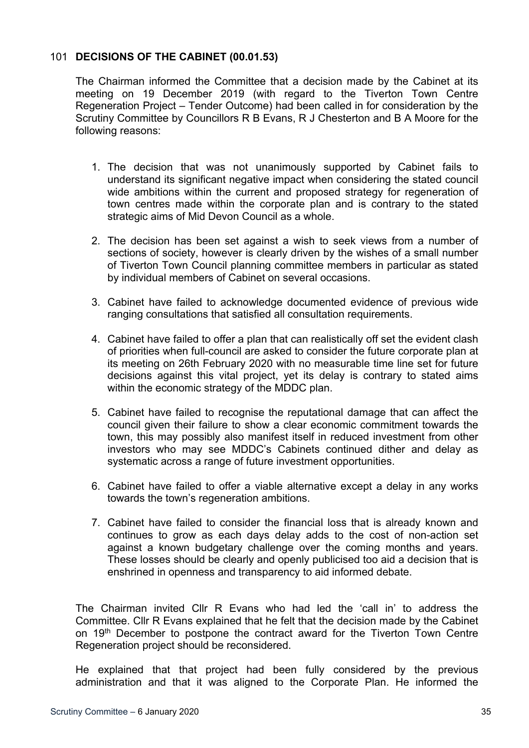## 101 DECISIONS OF THE CABINET (00.01.53)

The Chairman informed the Committee that a decision made by the Cabinet at its meeting on 19 December 2019 (with regard to the Tiverton Town Centre Regeneration Project – Tender Outcome) had been called in for consideration by the Scrutiny Committee by Councillors R B Evans, R J Chesterton and B A Moore for the following reasons:

1. The decision that was not unanimously supported by Cabinet fails to understand its significant negative impact when considering the stated council wide ambitions within the current and proposed strategy for regeneration of town centres made within the corporate plan and is contrary to the stated strategic aims of Mid Devon Council as a whole.

2. The decision has been set against a wish to seek views from a number of sections of society, however is clearly driven by the wishes of a small number of Tiverton Town Council planning committee members in particular as stated by individual members of Cabinet on several occasions.

3. Cabinet have failed to acknowledge documented evidence of previous wide ranging consultations that satisfied all consultation requirements.

4. Cabinet have failed to offer a plan that can realistically off set the evident clash of priorities when full-council are asked to consider the future corporate plan at its meeting on 26th February 2020 with no measurable time line set for future decisions against this vital project, yet its delay is contrary to stated aims within the economic strategy of the MDDC plan.

5. Cabinet have failed to recognise the reputational damage that can affect the council given their failure to show a clear economic commitment towards the town, this may possibly also manifest itself in reduced investment from other investors who may see MDDC's Cabinets continued dither and delay as systematic across a range of future investment opportunities.

6. Cabinet have failed to offer a viable alternative except a delay in any works towards the town's regeneration ambitions.

7. Cabinet have failed to consider the financial loss that is already known and continues to grow as each days delay adds to the cost of non-action set against a known budgetary challenge over the coming months and years. These losses should be clearly and openly publicised too aid a decision that is enshrined in openness and transparency to aid informed debate.

The Chairman invited Cllr R Evans who had led the 'call in' to address the Committee. Cllr R Evans explained that he felt that the decision made by the Cabinet on 19th December to postpone the contract award for the Tiverton Town Centre Regeneration project should be reconsidered.

He explained that that project had been fully considered by the previous administration and that it was aligned to the Corporate Plan. He informed the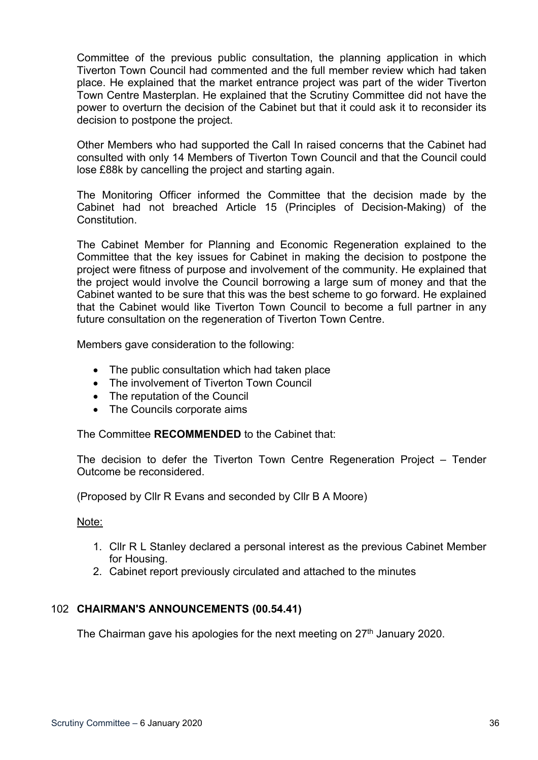Committee of the previous public consultation, the planning application in which Tiverton Town Council had commented and the full member review which had taken place. He explained that the market entrance project was part of the wider Tiverton Town Centre Masterplan. He explained that the Scrutiny Committee did not have the power to overturn the decision of the Cabinet but that it could ask it to reconsider its decision to postpone the project.

Other Members who had supported the Call In raised concerns that the Cabinet had consulted with only 14 Members of Tiverton Town Council and that the Council could lose £88k by cancelling the project and starting again.

The Monitoring Officer informed the Committee that the decision made by the Cabinet had not breached Article 15 (Principles of Decision-Making) of the Constitution.

The Cabinet Member for Planning and Economic Regeneration explained to the Committee that the key issues for Cabinet in making the decision to postpone the project were fitness of purpose and involvement of the community. He explained that the project would involve the Council borrowing a large sum of money and that the Cabinet wanted to be sure that this was the best scheme to go forward. He explained that the Cabinet would like Tiverton Town Council to become a full partner in any future consultation on the regeneration of Tiverton Town Centre.

Members gave consideration to the following:

- The public consultation which had taken place
- The involvement of Tiverton Town Council
- The reputation of the Council
- The Councils corporate aims

The Committee **RECOMMENDED** to the Cabinet that:

The decision to defer the Tiverton Town Centre Regeneration Project – Tender Outcome be reconsidered.

(Proposed by Cllr R Evans and seconded by Cllr B A Moore)

Note:

1. Cllr R L Stanley declared a personal interest as the previous Cabinet Member for Housing.
2. Cabinet report previously circulated and attached to the minutes

## 102 CHAIRMAN'S ANNOUNCEMENTS (00.54.41)

The Chairman gave his apologies for the next meeting on 27th January 2020.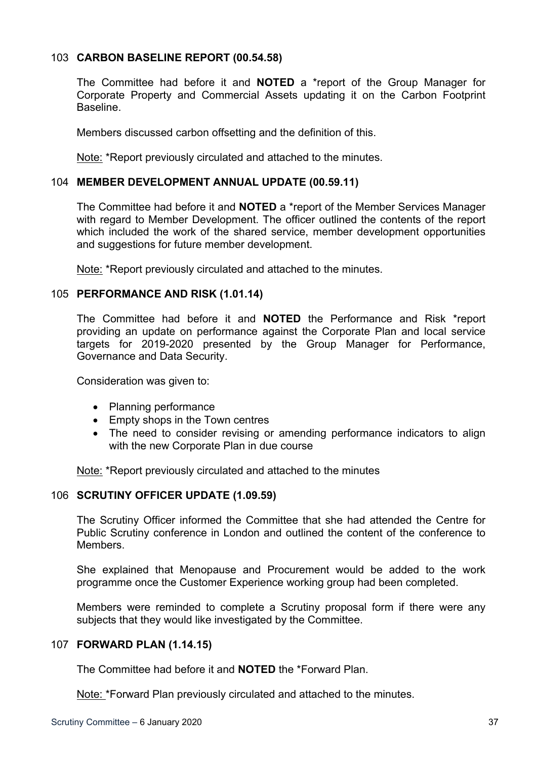## 103 CARBON BASELINE REPORT (00.54.58)

The Committee had before it and **NOTED** a *report of the Group Manager for Corporate Property and Commercial Assets updating it on the Carbon Footprint Baseline.

Members discussed carbon offsetting and the definition of this.

Note: *Report previously circulated and attached to the minutes.

## 104 MEMBER DEVELOPMENT ANNUAL UPDATE (00.59.11)

The Committee had before it and **NOTED** a *report of the Member Services Manager with regard to Member Development. The officer outlined the contents of the report which included the work of the shared service, member development opportunities and suggestions for future member development.

Note: *Report previously circulated and attached to the minutes.

## 105 PERFORMANCE AND RISK (1.01.14)

The Committee had before it and **NOTED** the Performance and Risk *report providing an update on performance against the Corporate Plan and local service targets for 2019-2020 presented by the Group Manager for Performance, Governance and Data Security.

Consideration was given to:

- Planning performance
- Empty shops in the Town centres
- The need to consider revising or amending performance indicators to align with the new Corporate Plan in due course

Note: *Report previously circulated and attached to the minutes

## 106 SCRUTINY OFFICER UPDATE (1.09.59)

The Scrutiny Officer informed the Committee that she had attended the Centre for Public Scrutiny conference in London and outlined the content of the conference to Members.

She explained that Menopause and Procurement would be added to the work programme once the Customer Experience working group had been completed.

Members were reminded to complete a Scrutiny proposal form if there were any subjects that they would like investigated by the Committee.

## 107 FORWARD PLAN (1.14.15)

The Committee had before it and **NOTED** the *Forward Plan.

Note: *Forward Plan previously circulated and attached to the minutes.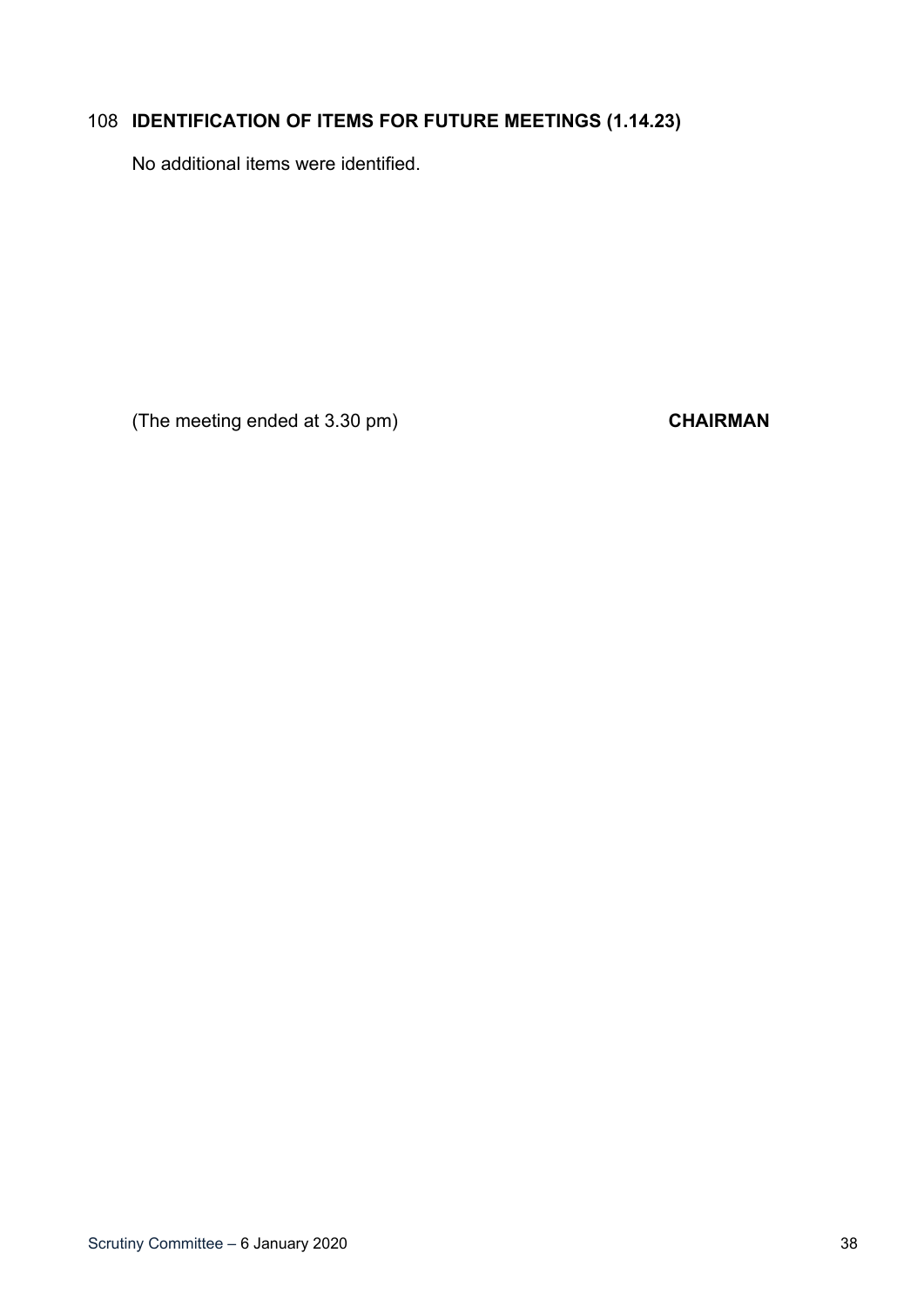## 108 IDENTIFICATION OF ITEMS FOR FUTURE MEETINGS (1.14.23)

No additional items were identified.

(The meeting ended at 3.30 pm) **CHAIRMAN**